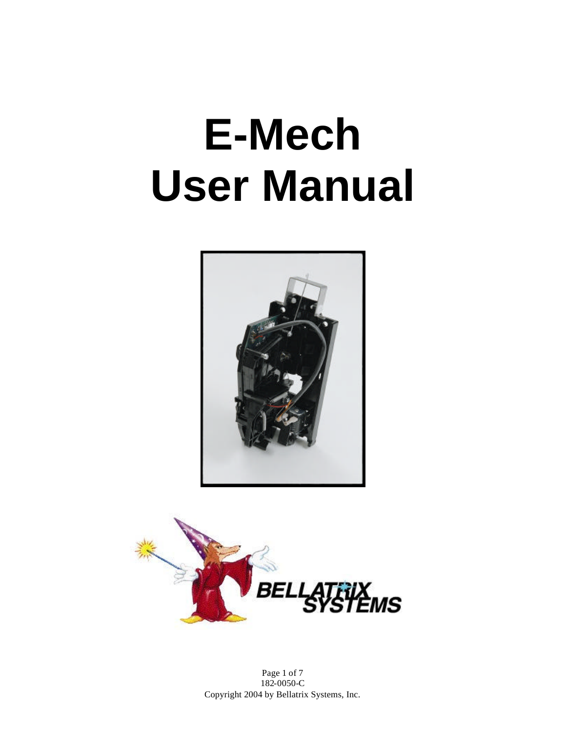# E-Mech
# User Manual

182-0050-C

Copyright 2004 by Bellatrix Systems, Inc.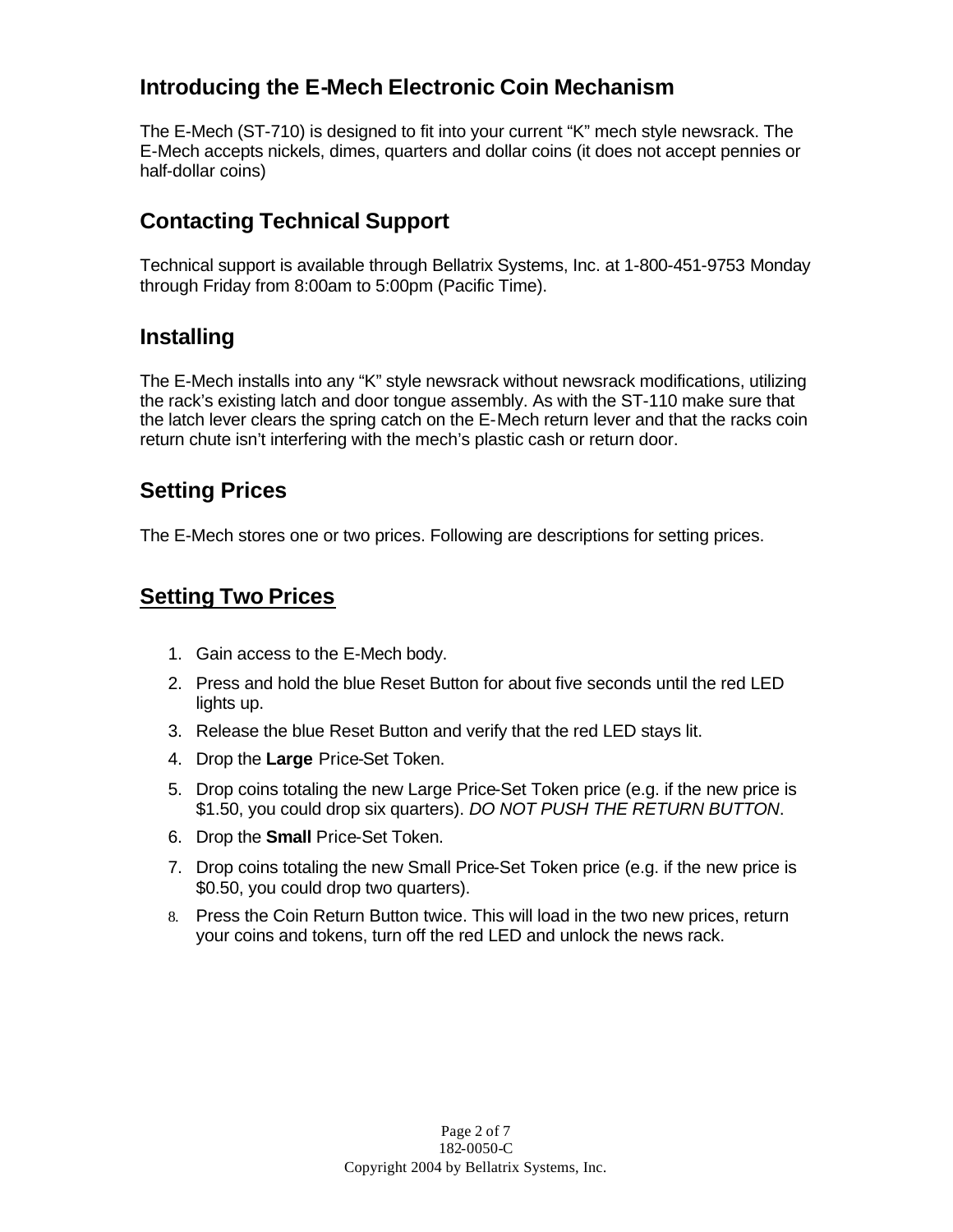## Introducing the E-Mech Electronic Coin Mechanism

The E-Mech (ST-710) is designed to fit into your current “K” mech style newsrack. The E-Mech accepts nickels, dimes, quarters and dollar coins (it does not accept pennies or half-dollar coins)

## Contacting Technical Support

Technical support is available through Bellatrix Systems, Inc. at 1-800-451-9753 Monday through Friday from 8:00am to 5:00pm (Pacific Time).

## Installing

The E-Mech installs into any “K” style newsrack without newsrack modifications, utilizing the rack’s existing latch and door tongue assembly. As with the ST-110 make sure that the latch lever clears the spring catch on the E-Mech return lever and that the racks coin return chute isn’t interfering with the mech’s plastic cash or return door.

## Setting Prices

The E-Mech stores one or two prices. Following are descriptions for setting prices.

## Setting Two Prices

1. Gain access to the E-Mech body.
2. Press and hold the blue Reset Button for about five seconds until the red LED lights up.
3. Release the blue Reset Button and verify that the red LED stays lit.
4. Drop the **Large** Price-Set Token.
5. Drop coins totaling the new Large Price-Set Token price (e.g. if the new price is $1.50, you could drop six quarters). *DO NOT PUSH THE RETURN BUTTON*.
6. Drop the **Small** Price-Set Token.
7. Drop coins totaling the new Small Price-Set Token price (e.g. if the new price is $0.50, you could drop two quarters).
8. Press the Coin Return Button twice. This will load in the two new prices, return your coins and tokens, turn off the red LED and unlock the news rack.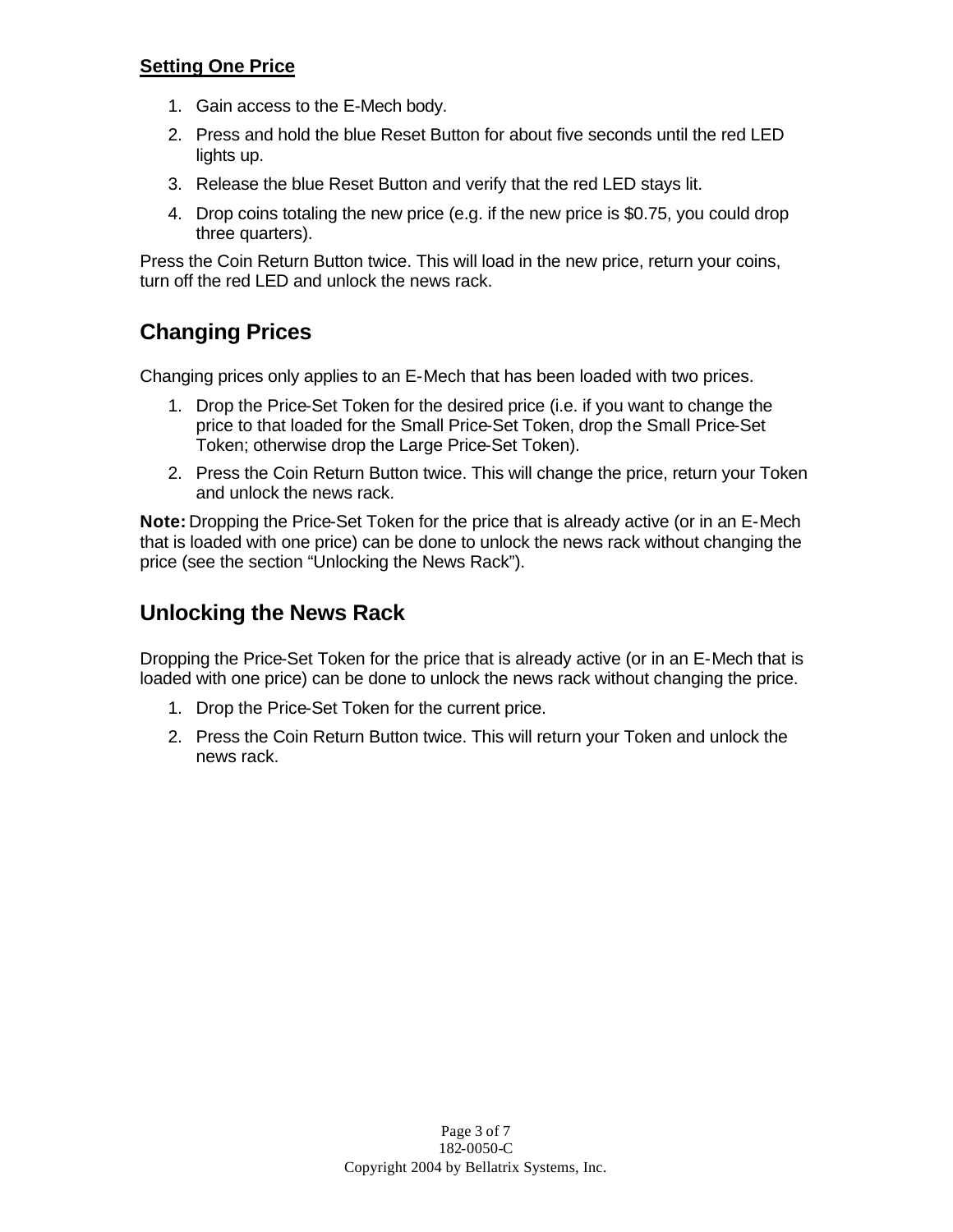**Setting One Price**

1. Gain access to the E-Mech body.
2. Press and hold the blue Reset Button for about five seconds until the red LED lights up.
3. Release the blue Reset Button and verify that the red LED stays lit.
4. Drop coins totaling the new price (e.g. if the new price is $0.75, you could drop three quarters).

Press the Coin Return Button twice. This will load in the new price, return your coins, turn off the red LED and unlock the news rack.

## Changing Prices

Changing prices only applies to an E-Mech that has been loaded with two prices.

1. Drop the Price-Set Token for the desired price (i.e. if you want to change the price to that loaded for the Small Price-Set Token, drop the Small Price-Set Token; otherwise drop the Large Price-Set Token).
2. Press the Coin Return Button twice. This will change the price, return your Token and unlock the news rack.

**Note:** Dropping the Price-Set Token for the price that is already active (or in an E-Mech that is loaded with one price) can be done to unlock the news rack without changing the price (see the section "Unlocking the News Rack").

## Unlocking the News Rack

Dropping the Price-Set Token for the price that is already active (or in an E-Mech that is loaded with one price) can be done to unlock the news rack without changing the price.

1. Drop the Price-Set Token for the current price.
2. Press the Coin Return Button twice. This will return your Token and unlock the news rack.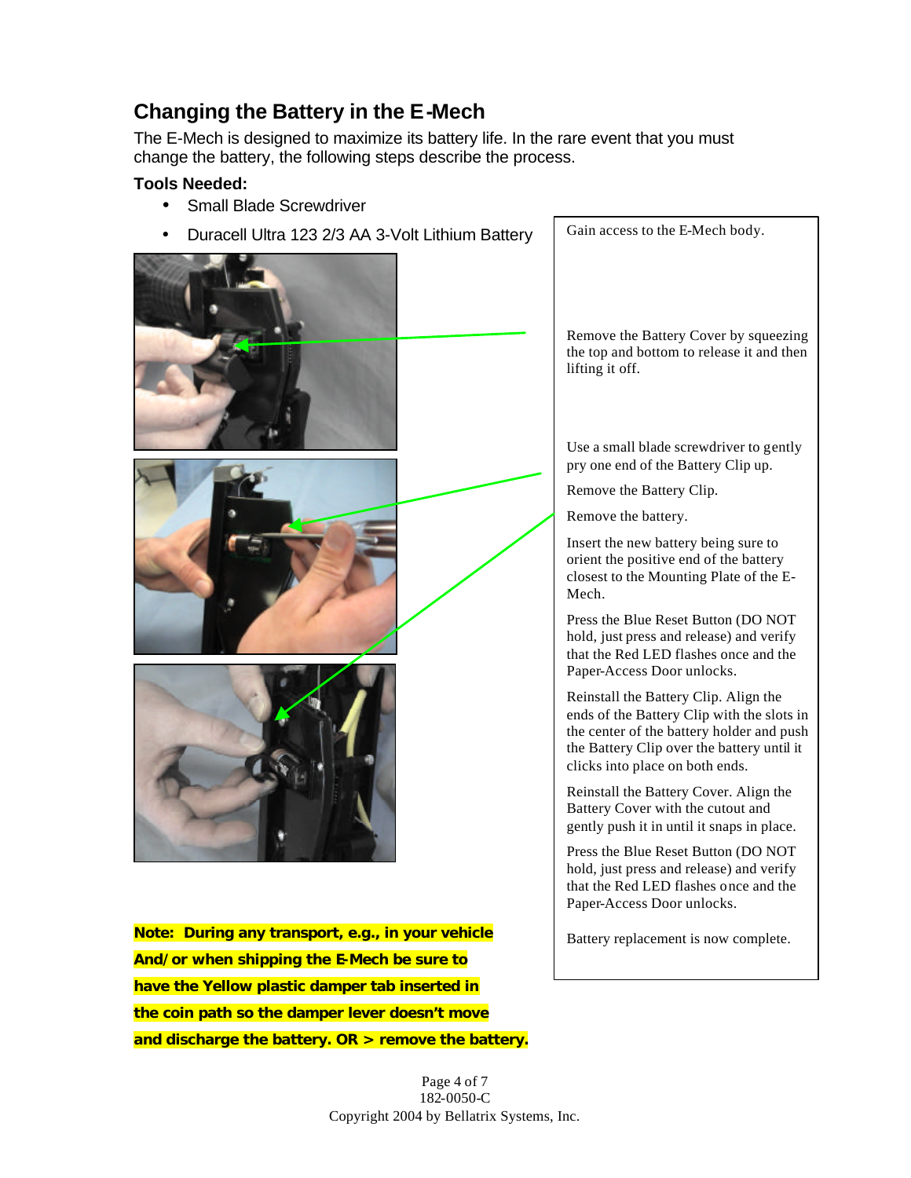## Changing the Battery in the E-Mech

The E-Mech is designed to maximize its battery life. In the rare event that you must change the battery, the following steps describe the process.

**Tools Needed:**

- Small Blade Screwdriver
- Duracell Ultra 123 2/3 AA 3-Volt Lithium Battery

Gain access to the E-Mech body.

Remove the Battery Cover by squeezing the top and bottom to release it and then lifting it off.

Use a small blade screwdriver to gently pry one end of the Battery Clip up.

Remove the Battery Clip.

Remove the battery.

Insert the new battery being sure to orient the positive end of the battery closest to the Mounting Plate of the E-Mech.

Press the Blue Reset Button (DO NOT hold, just press and release) and verify that the Red LED flashes once and the Paper-Access Door unlocks.

Reinstall the Battery Clip. Align the ends of the Battery Clip with the slots in the center of the battery holder and push the Battery Clip over the battery until it clicks into place on both ends.

Reinstall the Battery Cover. Align the Battery Cover with the cutout and gently push it in until it snaps in place.

Press the Blue Reset Button (DO NOT hold, just press and release) and verify that the Red LED flashes once and the Paper-Access Door unlocks.

Battery replacement is now complete.

**Note: During any transport, e.g., in your vehicle And/or when shipping the E-Mech be sure to have the Yellow plastic damper tab inserted in the coin path so the damper lever doesn't move and discharge the battery. OR > remove the battery.**

182-0050-C

Copyright 2004 by Bellatrix Systems, Inc.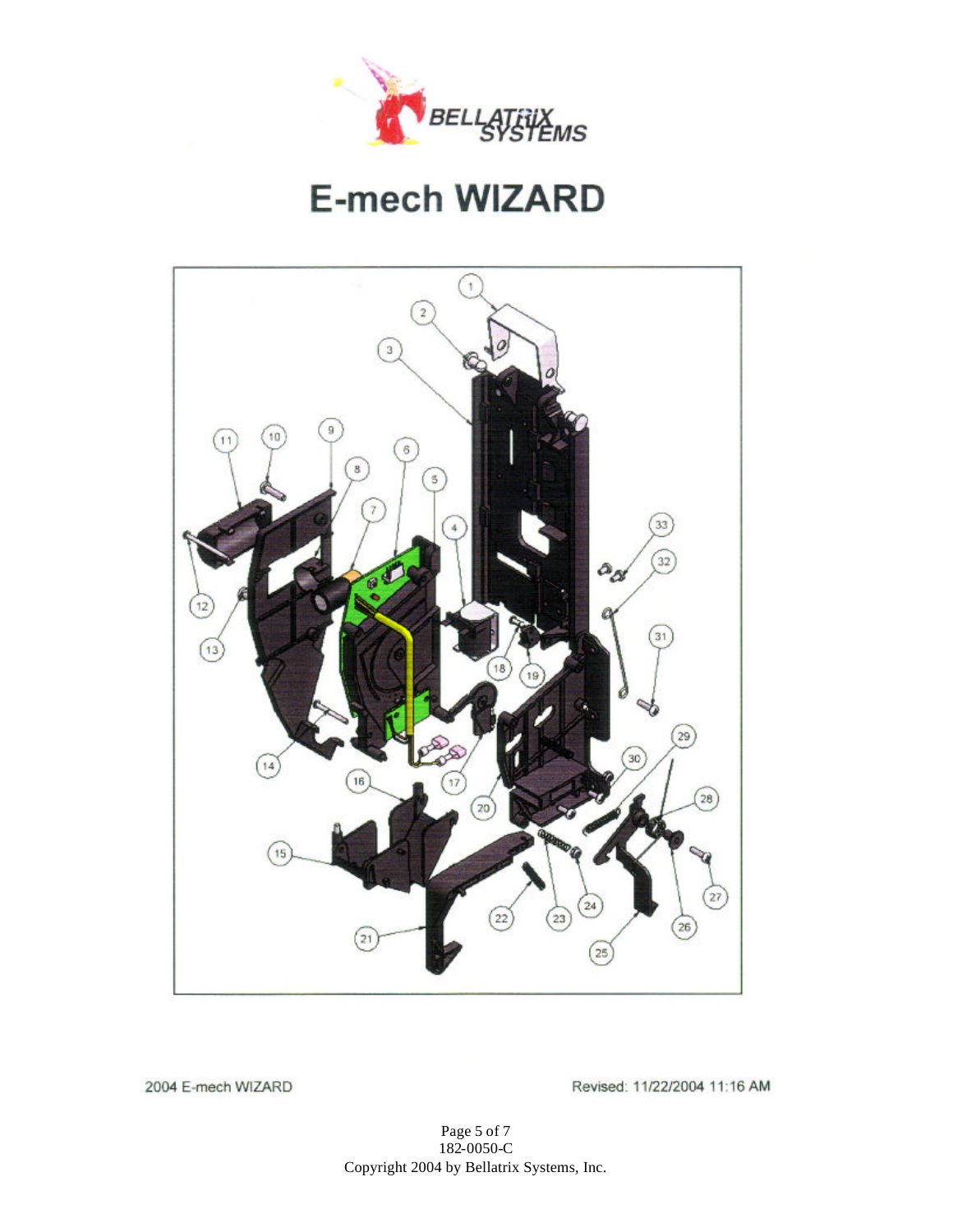BELLATRIX SYSTEMS

# E-mech WIZARD

1 2 3 4 5 6 7 8 9 10 11 12 13 14 15 16 17 18 19 20 21 22 23 24 25 26 27 28 29 30 31 32 33

2004 E-mech WIZARD

Revised: 11/22/2004 11:16 AM

182-0050-C

Copyright 2004 by Bellatrix Systems, Inc.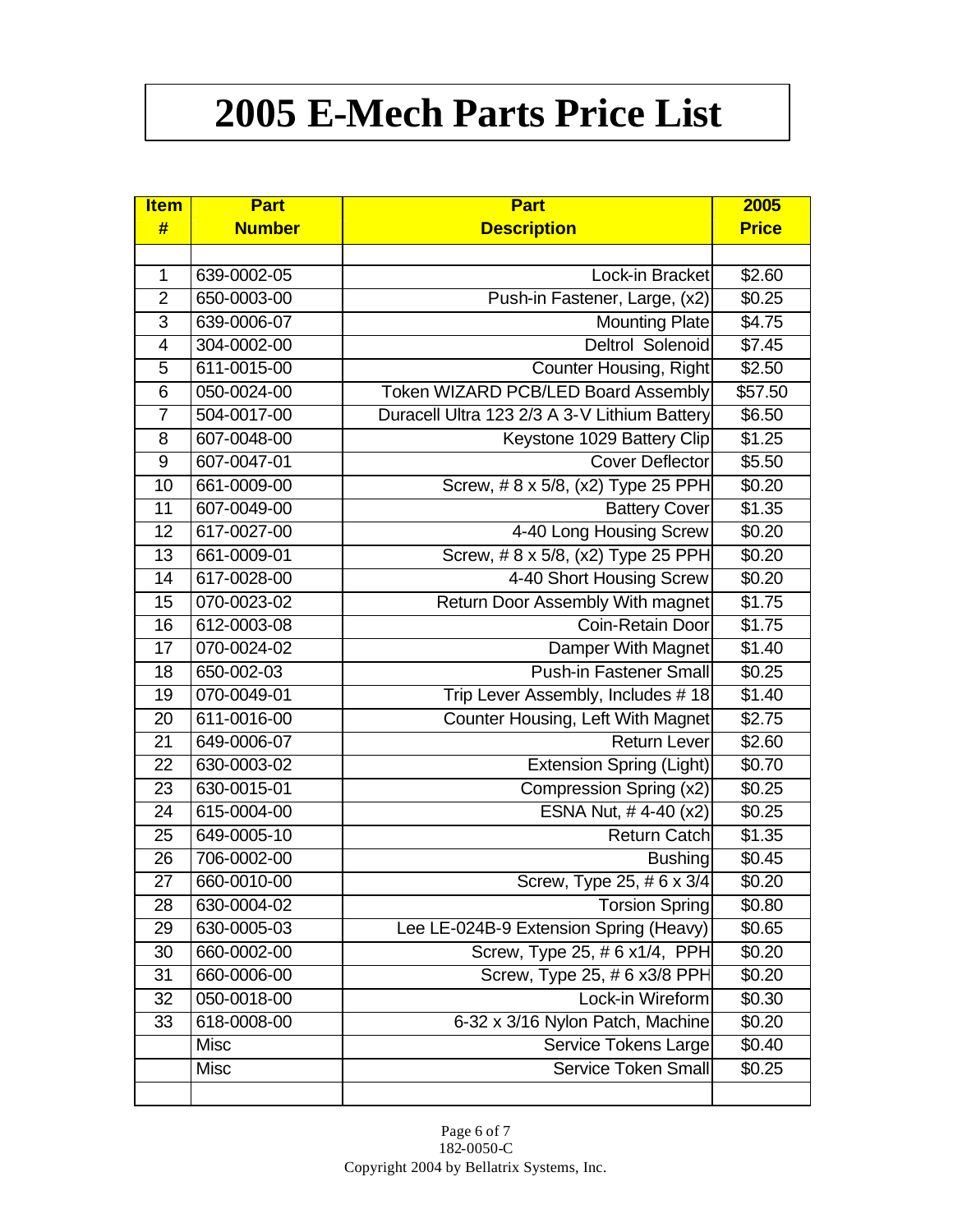# 2005 E-Mech Parts Price List

| Item # | Part Number | Part Description | 2005 Price |
|---|---|---|---|
| | | | |
| 1 | 639-0002-05 | Lock-in Bracket | $2.60 |
| 2 | 650-0003-00 | Push-in Fastener, Large, (x2) | $0.25 |
| 3 | 639-0006-07 | Mounting Plate | $4.75 |
| 4 | 304-0002-00 | Deltrol Solenoid | $7.45 |
| 5 | 611-0015-00 | Counter Housing, Right | $2.50 |
| 6 | 050-0024-00 | Token WIZARD PCB/LED Board Assembly | $57.50 |
| 7 | 504-0017-00 | Duracell Ultra 123 2/3 A 3-V Lithium Battery | $6.50 |
| 8 | 607-0048-00 | Keystone 1029 Battery Clip | $1.25 |
| 9 | 607-0047-01 | Cover Deflector | $5.50 |
| 10 | 661-0009-00 | Screw, # 8 x 5/8, (x2) Type 25 PPH | $0.20 |
| 11 | 607-0049-00 | Battery Cover | $1.35 |
| 12 | 617-0027-00 | 4-40 Long Housing Screw | $0.20 |
| 13 | 661-0009-01 | Screw, # 8 x 5/8, (x2) Type 25 PPH | $0.20 |
| 14 | 617-0028-00 | 4-40 Short Housing Screw | $0.20 |
| 15 | 070-0023-02 | Return Door Assembly With magnet | $1.75 |
| 16 | 612-0003-08 | Coin-Retain Door | $1.75 |
| 17 | 070-0024-02 | Damper With Magnet | $1.40 |
| 18 | 650-002-03 | Push-in Fastener Small | $0.25 |
| 19 | 070-0049-01 | Trip Lever Assembly, Includes # 18 | $1.40 |
| 20 | 611-0016-00 | Counter Housing, Left With Magnet | $2.75 |
| 21 | 649-0006-07 | Return Lever | $2.60 |
| 22 | 630-0003-02 | Extension Spring (Light) | $0.70 |
| 23 | 630-0015-01 | Compression Spring (x2) | $0.25 |
| 24 | 615-0004-00 | ESNA Nut, # 4-40 (x2) | $0.25 |
| 25 | 649-0005-10 | Return Catch | $1.35 |
| 26 | 706-0002-00 | Bushing | $0.45 |
| 27 | 660-0010-00 | Screw, Type 25, # 6 x 3/4 | $0.20 |
| 28 | 630-0004-02 | Torsion Spring | $0.80 |
| 29 | 630-0005-03 | Lee LE-024B-9 Extension Spring (Heavy) | $0.65 |
| 30 | 660-0002-00 | Screw, Type 25, # 6 x1/4, PPH | $0.20 |
| 31 | 660-0006-00 | Screw, Type 25, # 6 x3/8 PPH | $0.20 |
| 32 | 050-0018-00 | Lock-in Wireform | $0.30 |
| 33 | 618-0008-00 | 6-32 x 3/16 Nylon Patch, Machine | $0.20 |
| | Misc | Service Tokens Large | $0.40 |
| | Misc | Service Token Small | $0.25 |
| | | | |

182-0050-C
Copyright 2004 by Bellatrix Systems, Inc.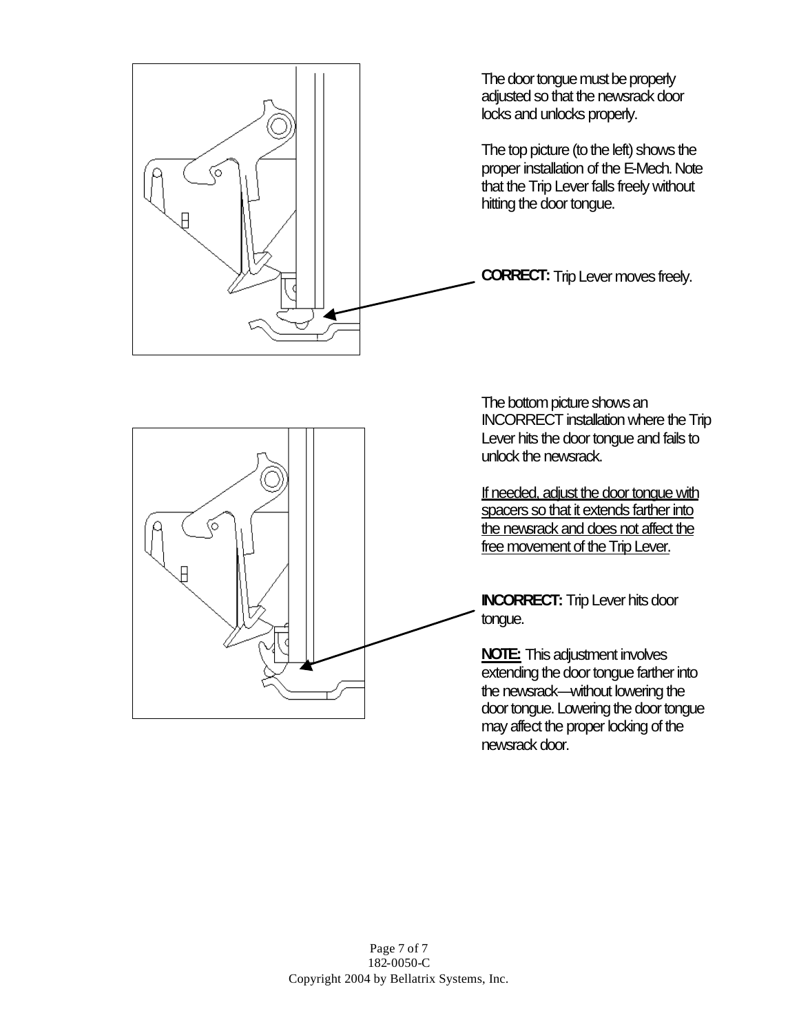The door tongue must be properly adjusted so that the newsrack door locks and unlocks properly.

The top picture (to the left) shows the proper installation of the E-Mech. Note that the Trip Lever falls freely without hitting the door tongue.

**CORRECT:** Trip Lever moves freely.

The bottom picture shows an INCORRECT installation where the Trip Lever hits the door tongue and fails to unlock the newsrack.

<u>If needed, adjust the door tongue with spacers so that it extends farther into the newsrack and does not affect the free movement of the Trip Lever.</u>

**INCORRECT:** Trip Lever hits door tongue.

**<u>NOTE:</u>** This adjustment involves extending the door tongue farther into the newsrack—without lowering the door tongue. Lowering the door tongue may affect the proper locking of the newsrack door.

182-0050-C
Copyright 2004 by Bellatrix Systems, Inc.